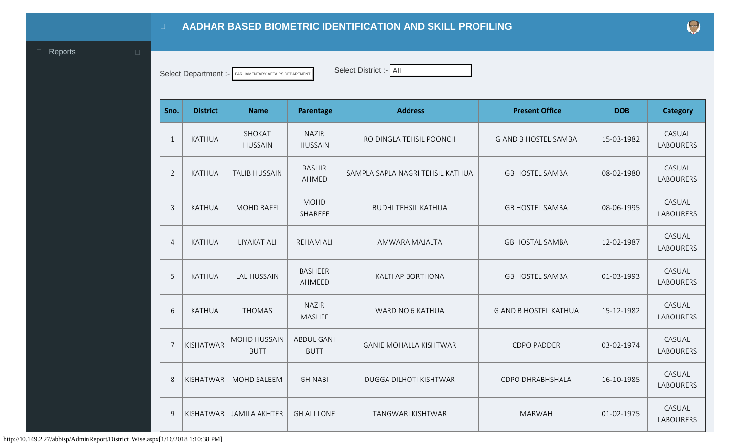# AADHAR BASED BIOMETRIC IDENTIFICATION AND SKILL PROFILING

Reports

Select Department :- PARLIAMENTARY AFFAIRS DEPARTMENT

Select District :- All

| Sno. | District | Name | Parentage | Address | Present Office | DOB | Category |
|---|---|---|---|---|---|---|---|
| 1 | KATHUA | SHOKAT HUSSAIN | NAZIR HUSSAIN | RO DINGLA TEHSIL POONCH | G AND B HOSTEL SAMBA | 15-03-1982 | CASUAL LABOURERS |
| 2 | KATHUA | TALIB HUSSAIN | BASHIR AHMED | SAMPLA SAPLA NAGRI TEHSIL KATHUA | GB HOSTEL SAMBA | 08-02-1980 | CASUAL LABOURERS |
| 3 | KATHUA | MOHD RAFFI | MOHD SHAREEF | BUDHI TEHSIL KATHUA | GB HOSTEL SAMBA | 08-06-1995 | CASUAL LABOURERS |
| 4 | KATHUA | LIYAKAT ALI | REHAM ALI | AMWARA MAJALTA | GB HOSTAL SAMBA | 12-02-1987 | CASUAL LABOURERS |
| 5 | KATHUA | LAL HUSSAIN | BASHEER AHMEED | KALTI AP BORTHONA | GB HOSTEL SAMBA | 01-03-1993 | CASUAL LABOURERS |
| 6 | KATHUA | THOMAS | NAZIR MASHEE | WARD NO 6 KATHUA | G AND B HOSTEL KATHUA | 15-12-1982 | CASUAL LABOURERS |
| 7 | KISHATWAR | MOHD HUSSAIN BUTT | ABDUL GANI BUTT | GANIE MOHALLA KISHTWAR | CDPO PADDER | 03-02-1974 | CASUAL LABOURERS |
| 8 | KISHATWAR | MOHD SALEEM | GH NABI | DUGGA DILHOTI KISHTWAR | CDPO DHRABHSHALA | 16-10-1985 | CASUAL LABOURERS |
| 9 | KISHATWAR | JAMILA AKHTER | GH ALI LONE | TANGWARI KISHTWAR | MARWAH | 01-02-1975 | CASUAL LABOURERS |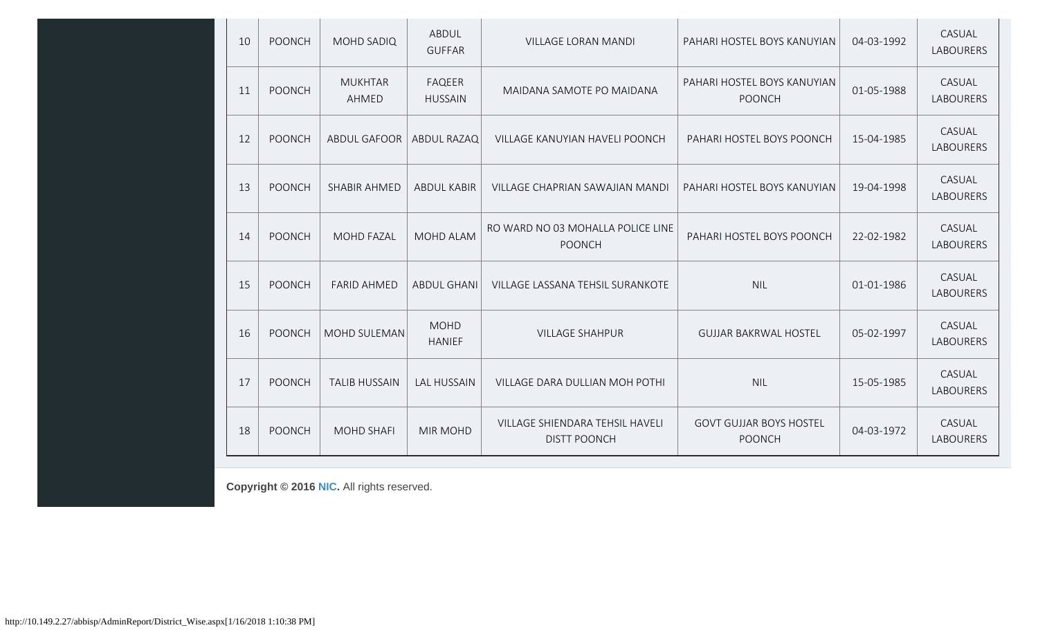| | | | | | | | |
|---|---|---|---|---|---|---|---|
| 10 | POONCH | MOHD SADIQ | ABDUL GUFFAR | VILLAGE LORAN MANDI | PAHARI HOSTEL BOYS KANUYIAN | 04-03-1992 | CASUAL LABOURERS |
| 11 | POONCH | MUKHTAR AHMED | FAQEER HUSSAIN | MAIDANA SAMOTE PO MAIDANA | PAHARI HOSTEL BOYS KANUYIAN POONCH | 01-05-1988 | CASUAL LABOURERS |
| 12 | POONCH | ABDUL GAFOOR | ABDUL RAZAQ | VILLAGE KANUYIAN HAVELI POONCH | PAHARI HOSTEL BOYS POONCH | 15-04-1985 | CASUAL LABOURERS |
| 13 | POONCH | SHABIR AHMED | ABDUL KABIR | VILLAGE CHAPRIAN SAWAJIAN MANDI | PAHARI HOSTEL BOYS KANUYIAN | 19-04-1998 | CASUAL LABOURERS |
| 14 | POONCH | MOHD FAZAL | MOHD ALAM | RO WARD NO 03 MOHALLA POLICE LINE POONCH | PAHARI HOSTEL BOYS POONCH | 22-02-1982 | CASUAL LABOURERS |
| 15 | POONCH | FARID AHMED | ABDUL GHANI | VILLAGE LASSANA TEHSIL SURANKOTE | NIL | 01-01-1986 | CASUAL LABOURERS |
| 16 | POONCH | MOHD SULEMAN | MOHD HANIEF | VILLAGE SHAHPUR | GUJJAR BAKRWAL HOSTEL | 05-02-1997 | CASUAL LABOURERS |
| 17 | POONCH | TALIB HUSSAIN | LAL HUSSAIN | VILLAGE DARA DULLIAN MOH POTHI | NIL | 15-05-1985 | CASUAL LABOURERS |
| 18 | POONCH | MOHD SHAFI | MIR MOHD | VILLAGE SHIENDARA TEHSIL HAVELI DISTT POONCH | GOVT GUJJAR BOYS HOSTEL POONCH | 04-03-1972 | CASUAL LABOURERS |

**Copyright © 2016 NIC.** All rights reserved.